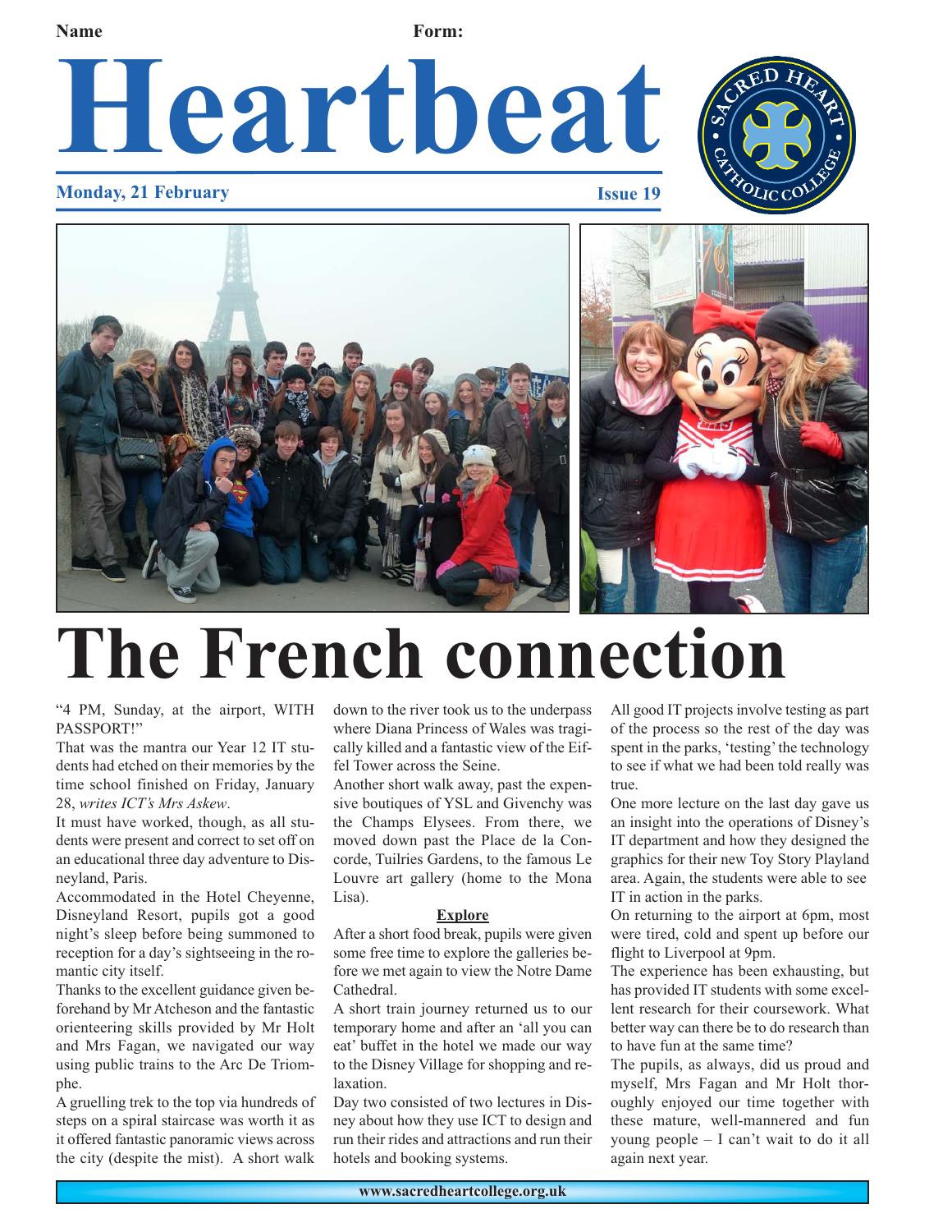Name Form:

# Heartbeat

**Monday, 21 February** **Issue 19**

# The French connection

"4 PM, Sunday, at the airport, WITH PASSPORT!"

That was the mantra our Year 12 IT students had etched on their memories by the time school finished on Friday, January 28, *writes ICT's Mrs Askew*.

It must have worked, though, as all students were present and correct to set off on an educational three day adventure to Disneyland, Paris.

Accommodated in the Hotel Cheyenne, Disneyland Resort, pupils got a good night's sleep before being summoned to reception for a day's sightseeing in the romantic city itself.

Thanks to the excellent guidance given beforehand by Mr Atcheson and the fantastic orienteering skills provided by Mr Holt and Mrs Fagan, we navigated our way using public trains to the Arc De Triomphe.

A gruelling trek to the top via hundreds of steps on a spiral staircase was worth it as it offered fantastic panoramic views across the city (despite the mist). A short walk down to the river took us to the underpass where Diana Princess of Wales was tragically killed and a fantastic view of the Eiffel Tower across the Seine.

Another short walk away, past the expensive boutiques of YSL and Givenchy was the Champs Elysees. From there, we moved down past the Place de la Concorde, Tuilries Gardens, to the famous Le Louvre art gallery (home to the Mona Lisa).

**Explore**

After a short food break, pupils were given some free time to explore the galleries before we met again to view the Notre Dame Cathedral.

A short train journey returned us to our temporary home and after an 'all you can eat' buffet in the hotel we made our way to the Disney Village for shopping and relaxation.

Day two consisted of two lectures in Disney about how they use ICT to design and run their rides and attractions and run their hotels and booking systems.

All good IT projects involve testing as part of the process so the rest of the day was spent in the parks, 'testing' the technology to see if what we had been told really was true.

One more lecture on the last day gave us an insight into the operations of Disney's IT department and how they designed the graphics for their new Toy Story Playland area. Again, the students were able to see IT in action in the parks.

On returning to the airport at 6pm, most were tired, cold and spent up before our flight to Liverpool at 9pm.

The experience has been exhausting, but has provided IT students with some excellent research for their coursework. What better way can there be to do research than to have fun at the same time?

The pupils, as always, did us proud and myself, Mrs Fagan and Mr Holt thoroughly enjoyed our time together with these mature, well-mannered and fun young people – I can't wait to do it all again next year.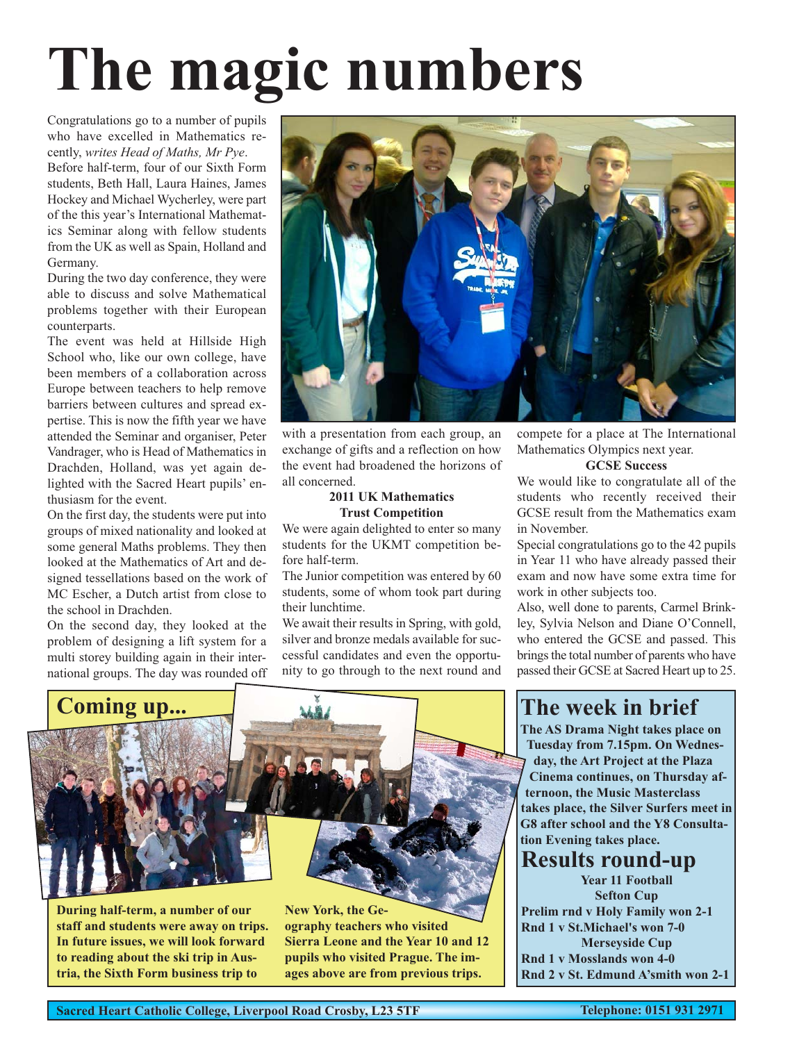# The magic numbers

Congratulations go to a number of pupils who have excelled in Mathematics recently, *writes Head of Maths, Mr Pye*.

Before half-term, four of our Sixth Form students, Beth Hall, Laura Haines, James Hockey and Michael Wycherley, were part of the this year's International Mathematics Seminar along with fellow students from the UK as well as Spain, Holland and Germany.

During the two day conference, they were able to discuss and solve Mathematical problems together with their European counterparts.

The event was held at Hillside High School who, like our own college, have been members of a collaboration across Europe between teachers to help remove barriers between cultures and spread expertise. This is now the fifth year we have attended the Seminar and organiser, Peter Vandrager, who is Head of Mathematics in Drachden, Holland, was yet again delighted with the Sacred Heart pupils' enthusiasm for the event.

On the first day, the students were put into groups of mixed nationality and looked at some general Maths problems. They then looked at the Mathematics of Art and designed tessellations based on the work of MC Escher, a Dutch artist from close to the school in Drachden.

On the second day, they looked at the problem of designing a lift system for a multi storey building again in their international groups. The day was rounded off with a presentation from each group, an exchange of gifts and a reflection on how the event had broadened the horizons of all concerned.

**2011 UK Mathematics Trust Competition**

We were again delighted to enter so many students for the UKMT competition before half-term.

The Junior competition was entered by 60 students, some of whom took part during their lunchtime.

We await their results in Spring, with gold, silver and bronze medals available for successful candidates and even the opportunity to go through to the next round and compete for a place at The International Mathematics Olympics next year.

**GCSE Success**

We would like to congratulate all of the students who recently received their GCSE result from the Mathematics exam in November.

Special congratulations go to the 42 pupils in Year 11 who have already passed their exam and now have some extra time for work in other subjects too.

Also, well done to parents, Carmel Brinkley, Sylvia Nelson and Diane O'Connell, who entered the GCSE and passed. This brings the total number of parents who have passed their GCSE at Sacred Heart up to 25.

## Coming up...

**During half-term, a number of our staff and students were away on trips. In future issues, we will look forward to reading about the ski trip in Austria, the Sixth Form business trip to New York, the Geography teachers who visited Sierra Leone and the Year 10 and 12 pupils who visited Prague. The images above are from previous trips.**

## The week in brief

**The AS Drama Night takes place on Tuesday from 7.15pm. On Wednesday, the Art Project at the Plaza Cinema continues, on Thursday afternoon, the Music Masterclass takes place, the Silver Surfers meet in G8 after school and the Y8 Consultation Evening takes place.**

## Results round-up

**Year 11 Football**

**Sefton Cup**

**Prelim rnd v Holy Family won 2-1**

**Rnd 1 v St.Michael's won 7-0**

**Merseyside Cup**

**Rnd 1 v Mosslands won 4-0**

**Rnd 2 v St. Edmund A'smith won 2-1**

**Sacred Heart Catholic College, Liverpool Road Crosby, L23 5TF** **Telephone: 0151 931 2971**